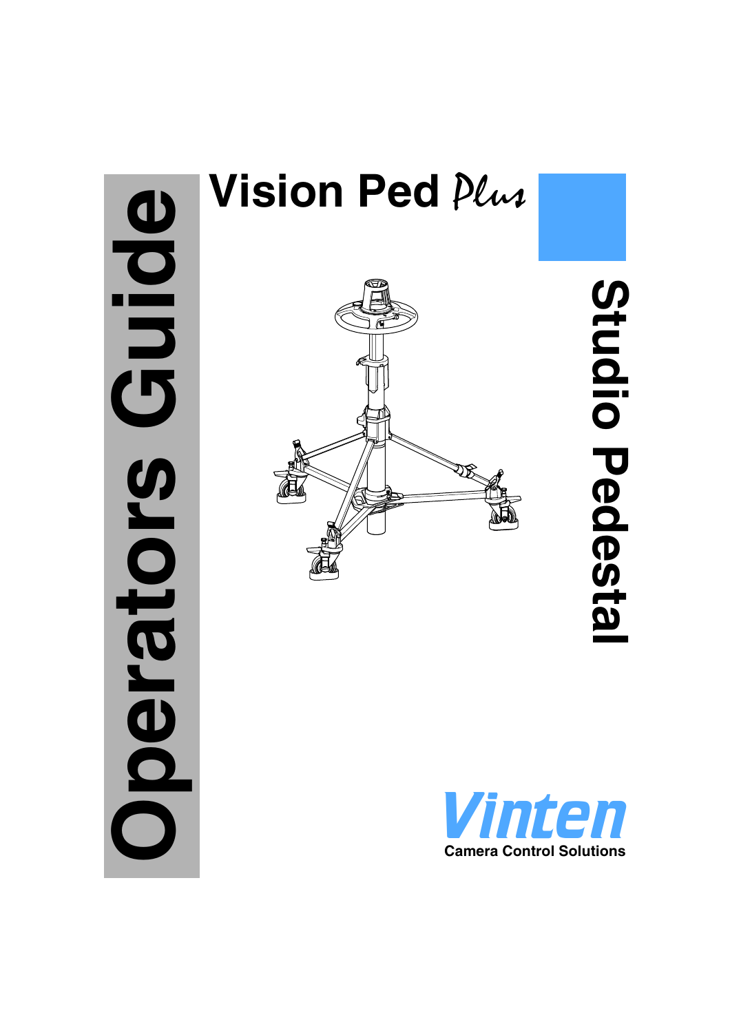# Vision Ped *Plus*

# Studio Pedestal

# Operators Guide

**Vinten**

Camera Control Solutions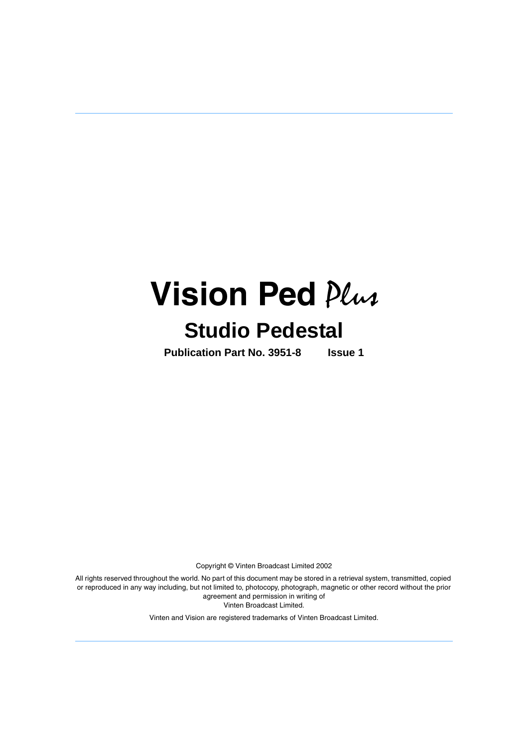# Vision Ped *Plus*

## Studio Pedestal

**Publication Part No. 3951-8 Issue 1**

Copyright © Vinten Broadcast Limited 2002

All rights reserved throughout the world. No part of this document may be stored in a retrieval system, transmitted, copied or reproduced in any way including, but not limited to, photocopy, photograph, magnetic or other record without the prior agreement and permission in writing of Vinten Broadcast Limited.

Vinten and Vision are registered trademarks of Vinten Broadcast Limited.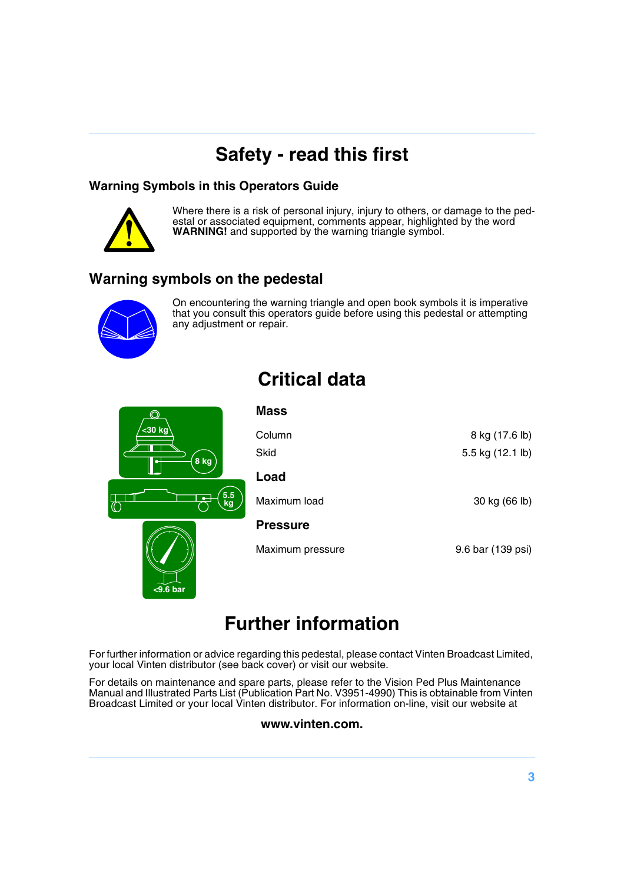# Safety - read this first

### Warning Symbols in this Operators Guide

Where there is a risk of personal injury, injury to others, or damage to the pedestal or associated equipment, comments appear, highlighted by the word **WARNING!** and supported by the warning triangle symbol.

## Warning symbols on the pedestal

On encountering the warning triangle and open book symbols it is imperative that you consult this operators guide before using this pedestal or attempting any adjustment or repair.

# Critical data

### Mass

| | |
|---|---|
| Column | 8 kg (17.6 lb) |
| Skid | 5.5 kg (12.1 lb) |

### Load

| | |
|---|---|
| Maximum load | 30 kg (66 lb) |

### Pressure

| | |
|---|---|
| Maximum pressure | 9.6 bar (139 psi) |

# Further information

For further information or advice regarding this pedestal, please contact Vinten Broadcast Limited, your local Vinten distributor (see back cover) or visit our website.

For details on maintenance and spare parts, please refer to the Vision Ped Plus Maintenance Manual and Illustrated Parts List (Publication Part No. V3951-4990) This is obtainable from Vinten Broadcast Limited or your local Vinten distributor. For information on-line, visit our website at

**www.vinten.com.**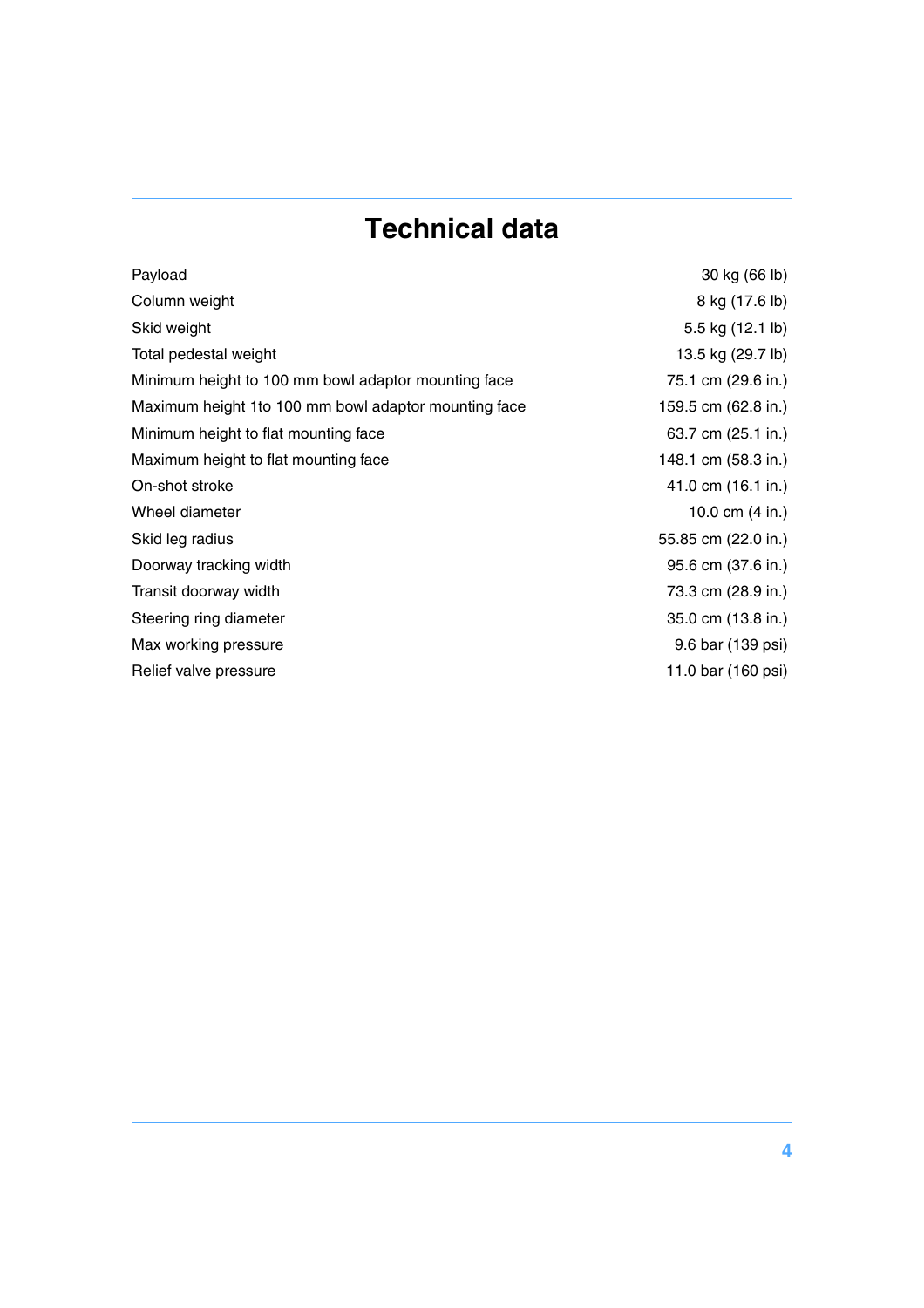# Technical data

| | |
|---|---|
| Payload | 30 kg (66 lb) |
| Column weight | 8 kg (17.6 lb) |
| Skid weight | 5.5 kg (12.1 lb) |
| Total pedestal weight | 13.5 kg (29.7 lb) |
| Minimum height to 100 mm bowl adaptor mounting face | 75.1 cm (29.6 in.) |
| Maximum height 1to 100 mm bowl adaptor mounting face | 159.5 cm (62.8 in.) |
| Minimum height to flat mounting face | 63.7 cm (25.1 in.) |
| Maximum height to flat mounting face | 148.1 cm (58.3 in.) |
| On-shot stroke | 41.0 cm (16.1 in.) |
| Wheel diameter | 10.0 cm (4 in.) |
| Skid leg radius | 55.85 cm (22.0 in.) |
| Doorway tracking width | 95.6 cm (37.6 in.) |
| Transit doorway width | 73.3 cm (28.9 in.) |
| Steering ring diameter | 35.0 cm (13.8 in.) |
| Max working pressure | 9.6 bar (139 psi) |
| Relief valve pressure | 11.0 bar (160 psi) |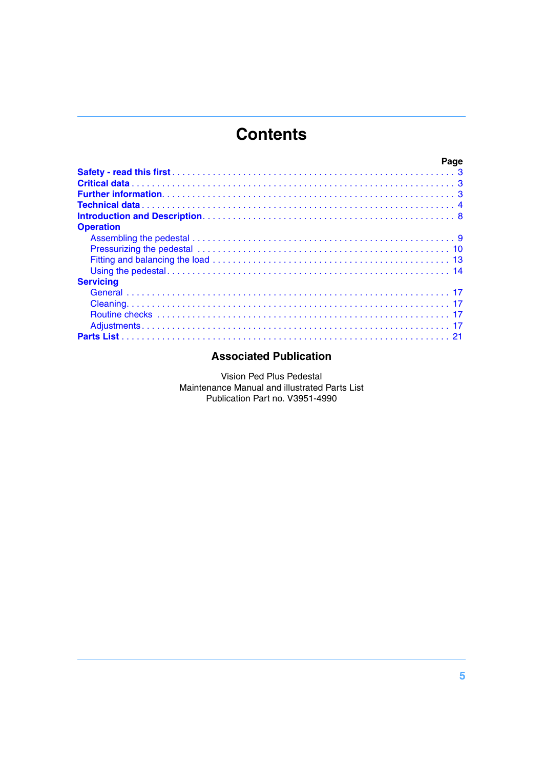# Contents

| | Page |
|---|---|
| **Safety - read this first** | 3 |
| **Critical data** | 3 |
| **Further information** | 3 |
| **Technical data** | 4 |
| **Introduction and Description** | 8 |
| **Operation** | |
| Assembling the pedestal | 9 |
| Pressurizing the pedestal | 10 |
| Fitting and balancing the load | 13 |
| Using the pedestal | 14 |
| **Servicing** | |
| General | 17 |
| Cleaning | 17 |
| Routine checks | 17 |
| Adjustments | 17 |
| **Parts List** | 21 |

## Associated Publication

Vision Ped Plus Pedestal
Maintenance Manual and illustrated Parts List
Publication Part no. V3951-4990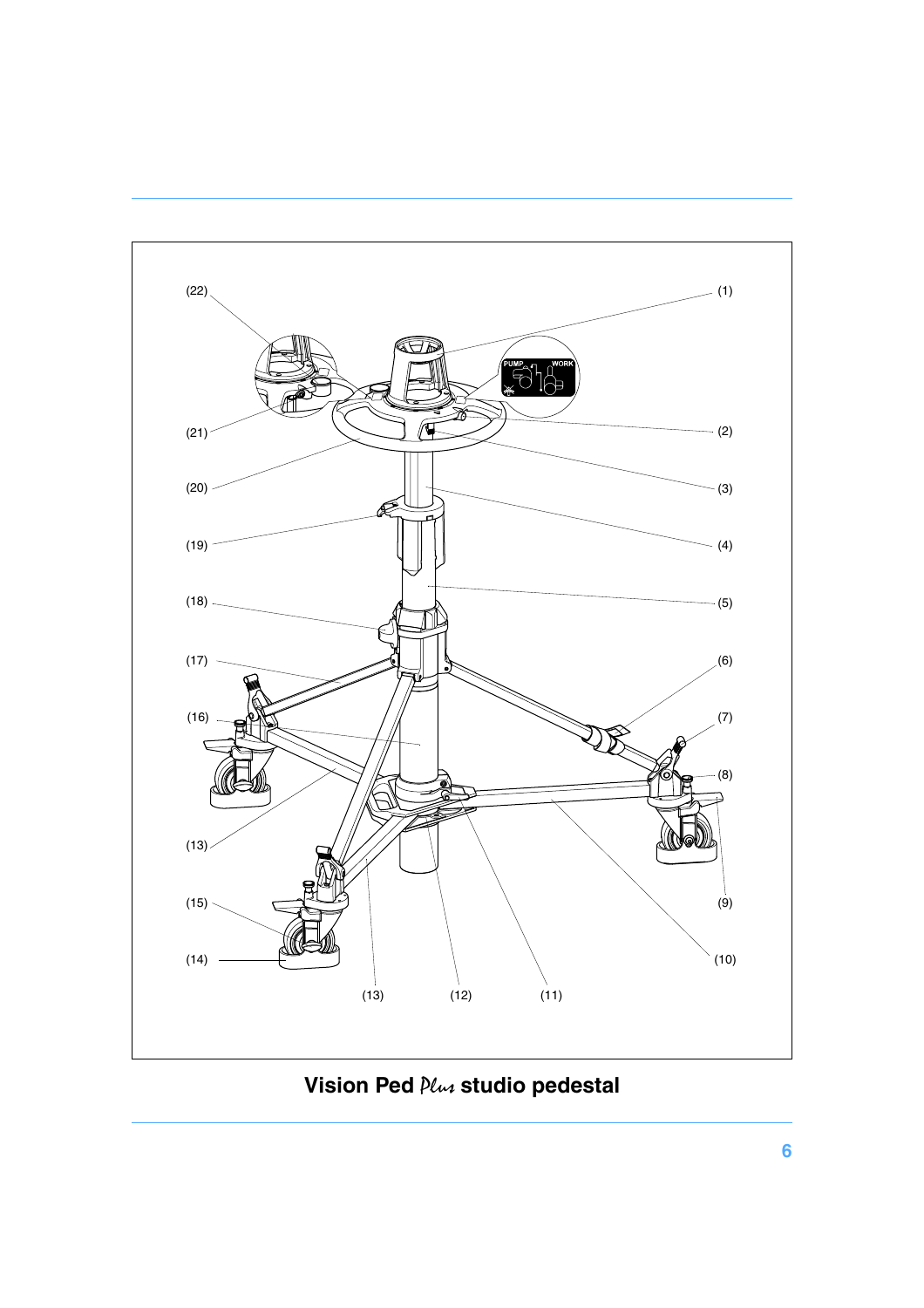(22) (1)

PUMP WORK

(21) (2)

(20) (3)

(19) (4)

(18) (5)

(17) (6)

(16) (7)

(8)

(13)

(15) (9)

(14) (10)

(13) (12) (11)

**Vision Ped *Plus* studio pedestal**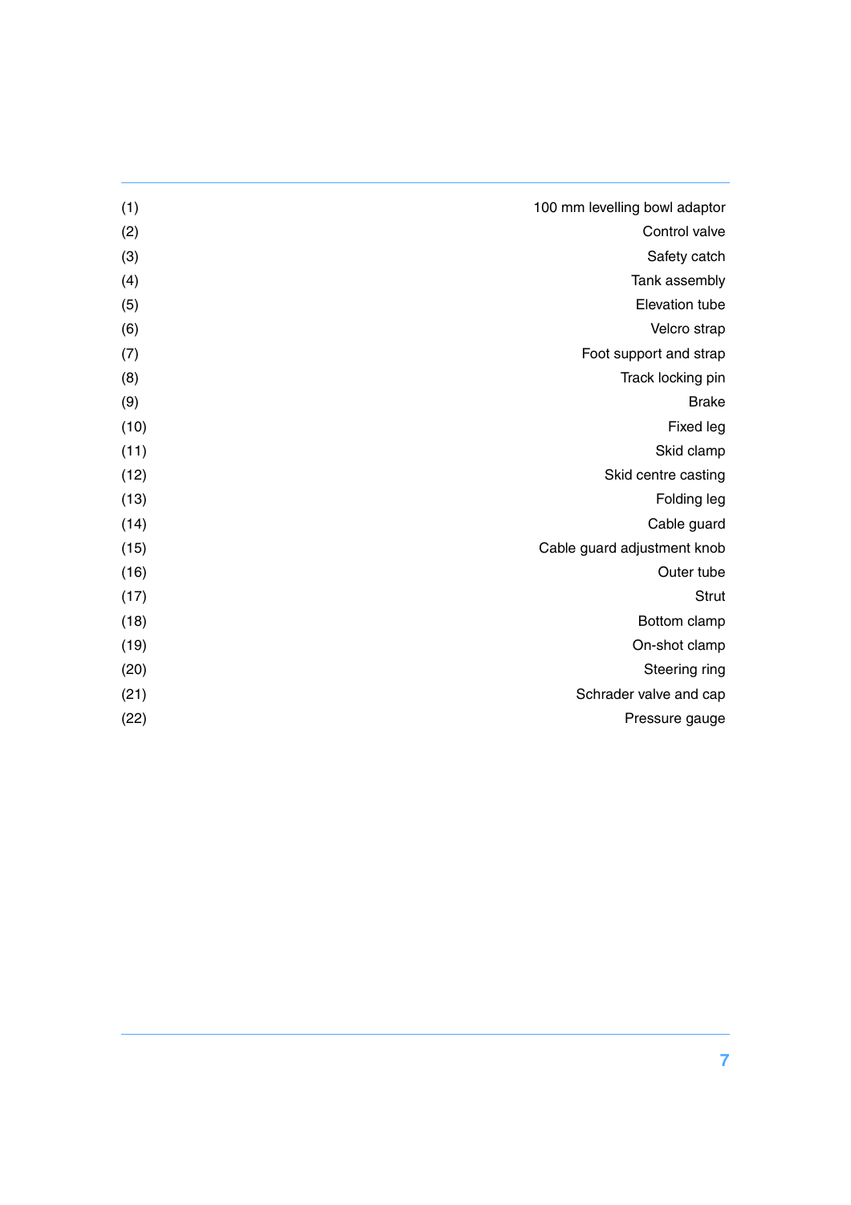| | |
|---|---|
| (1) | 100 mm levelling bowl adaptor |
| (2) | Control valve |
| (3) | Safety catch |
| (4) | Tank assembly |
| (5) | Elevation tube |
| (6) | Velcro strap |
| (7) | Foot support and strap |
| (8) | Track locking pin |
| (9) | Brake |
| (10) | Fixed leg |
| (11) | Skid clamp |
| (12) | Skid centre casting |
| (13) | Folding leg |
| (14) | Cable guard |
| (15) | Cable guard adjustment knob |
| (16) | Outer tube |
| (17) | Strut |
| (18) | Bottom clamp |
| (19) | On-shot clamp |
| (20) | Steering ring |
| (21) | Schrader valve and cap |
| (22) | Pressure gauge |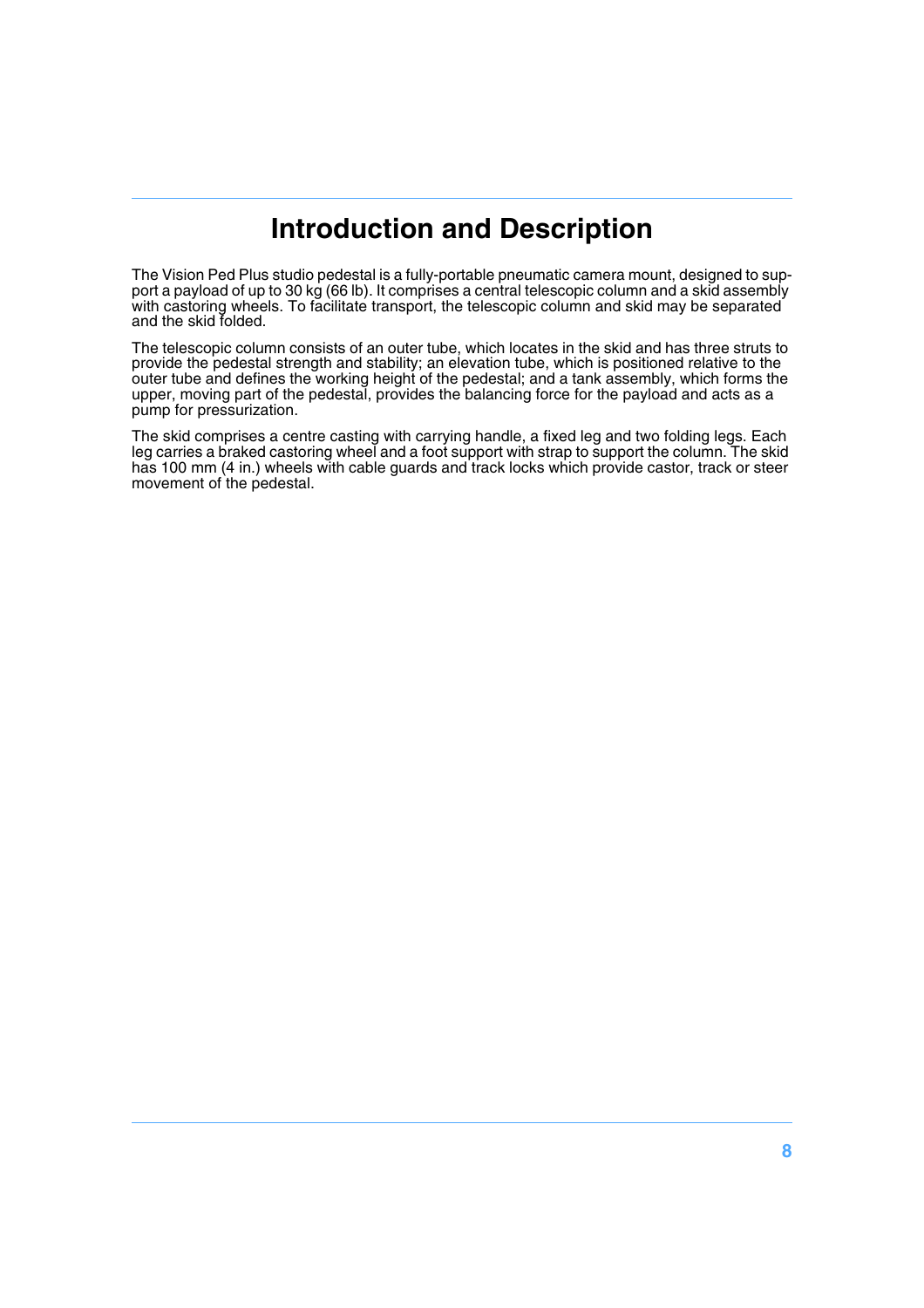# Introduction and Description

The Vision Ped Plus studio pedestal is a fully-portable pneumatic camera mount, designed to support a payload of up to 30 kg (66 lb). It comprises a central telescopic column and a skid assembly with castoring wheels. To facilitate transport, the telescopic column and skid may be separated and the skid folded.

The telescopic column consists of an outer tube, which locates in the skid and has three struts to provide the pedestal strength and stability; an elevation tube, which is positioned relative to the outer tube and defines the working height of the pedestal; and a tank assembly, which forms the upper, moving part of the pedestal, provides the balancing force for the payload and acts as a pump for pressurization.

The skid comprises a centre casting with carrying handle, a fixed leg and two folding legs. Each leg carries a braked castoring wheel and a foot support with strap to support the column. The skid has 100 mm (4 in.) wheels with cable guards and track locks which provide castor, track or steer movement of the pedestal.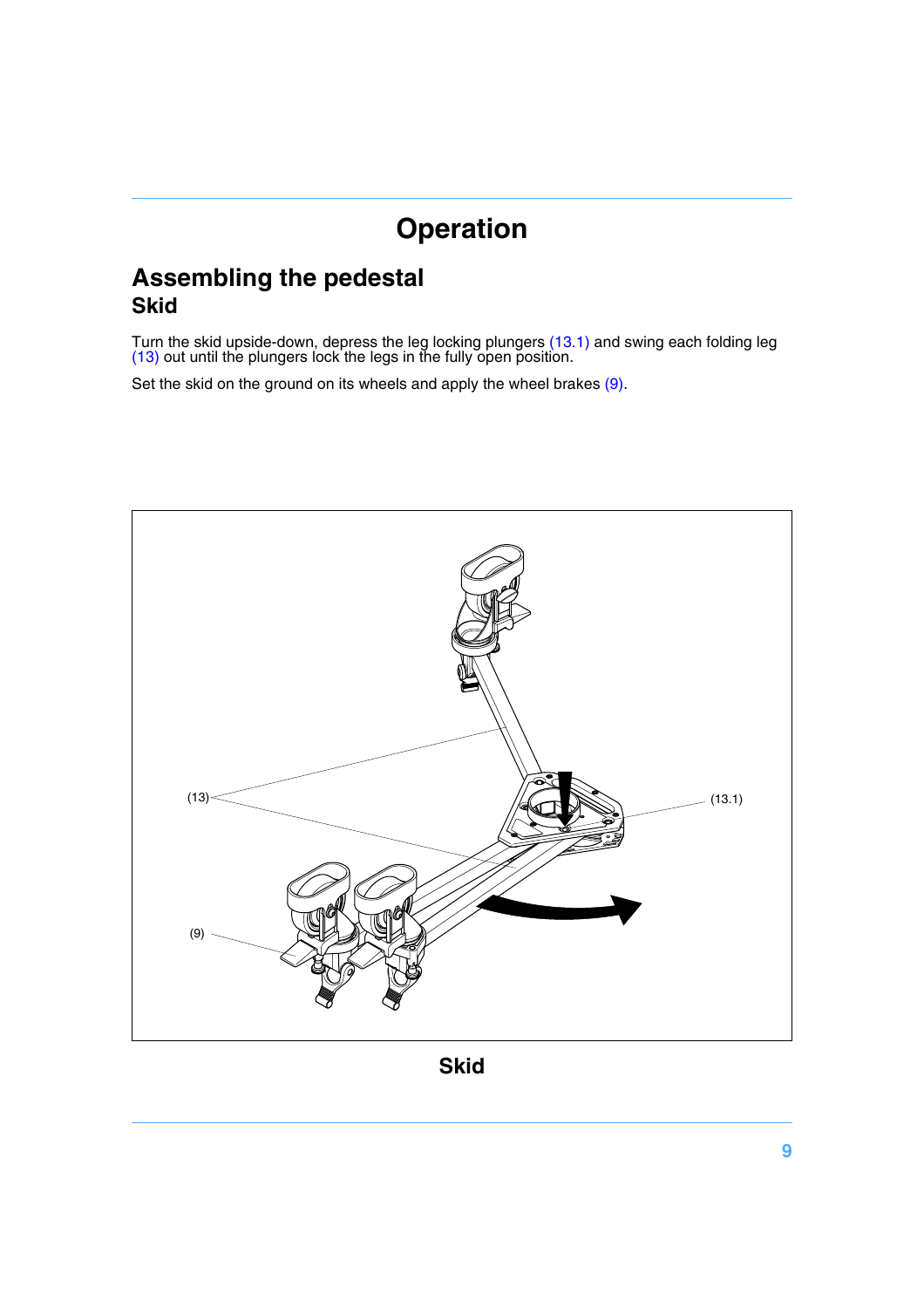# Operation

## Assembling the pedestal

### Skid

Turn the skid upside-down, depress the leg locking plungers (13.1) and swing each folding leg (13) out until the plungers lock the legs in the fully open position.

Set the skid on the ground on its wheels and apply the wheel brakes (9).

**Skid**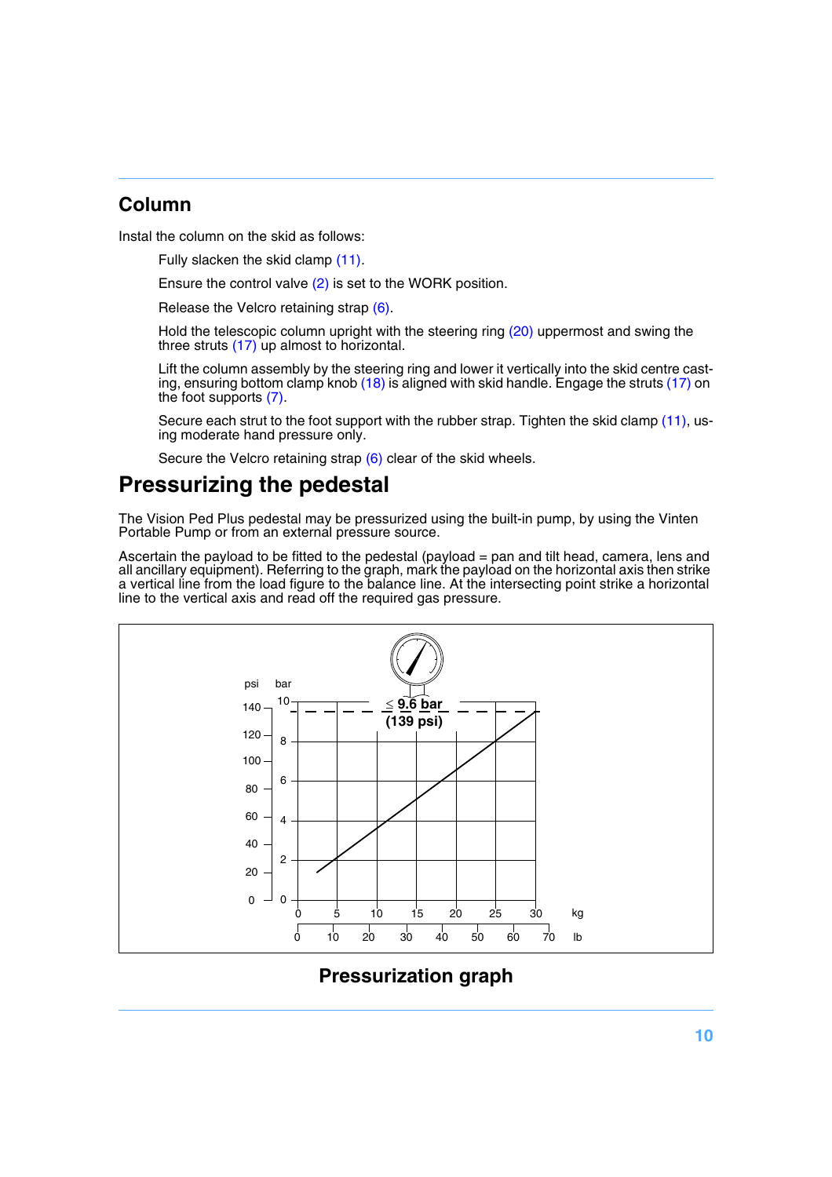## Column

Instal the column on the skid as follows:

Fully slacken the skid clamp (11).

Ensure the control valve (2) is set to the WORK position.

Release the Velcro retaining strap (6).

Hold the telescopic column upright with the steering ring (20) uppermost and swing the three struts (17) up almost to horizontal.

Lift the column assembly by the steering ring and lower it vertically into the skid centre casting, ensuring bottom clamp knob (18) is aligned with skid handle. Engage the struts (17) on the foot supports (7).

Secure each strut to the foot support with the rubber strap. Tighten the skid clamp (11), using moderate hand pressure only.

Secure the Velcro retaining strap (6) clear of the skid wheels.

# Pressurizing the pedestal

The Vision Ped Plus pedestal may be pressurized using the built-in pump, by using the Vinten Portable Pump or from an external pressure source.

Ascertain the payload to be fitted to the pedestal (payload = pan and tilt head, camera, lens and all ancillary equipment). Referring to the graph, mark the payload on the horizontal axis then strike a vertical line from the load figure to the balance line. At the intersecting point strike a horizontal line to the vertical axis and read off the required gas pressure.

≤ 9.6 bar (139 psi)

**Pressurization graph**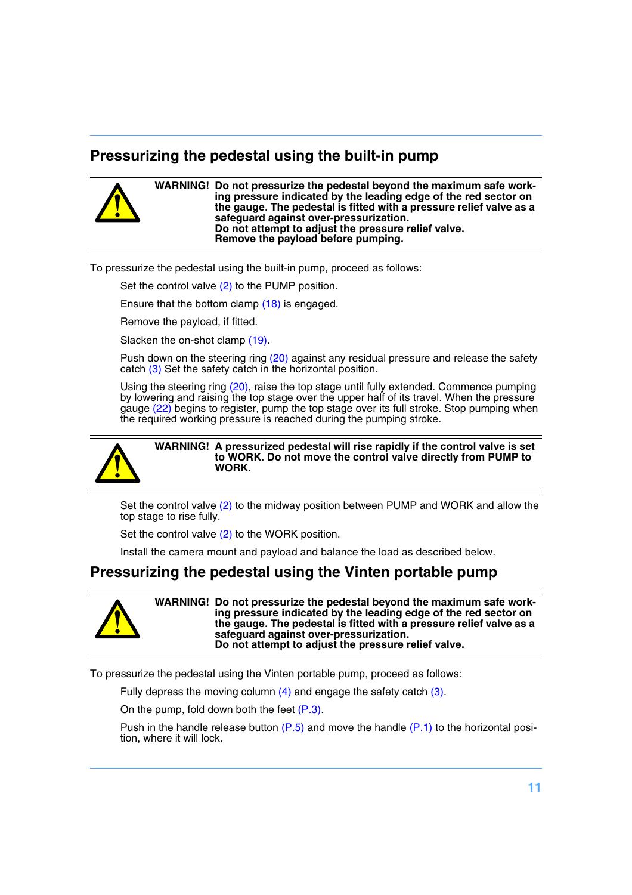## Pressurizing the pedestal using the built-in pump

**WARNING! Do not pressurize the pedestal beyond the maximum safe working pressure indicated by the leading edge of the red sector on the gauge. The pedestal is fitted with a pressure relief valve as a safeguard against over-pressurization.**
**Do not attempt to adjust the pressure relief valve.**
**Remove the payload before pumping.**

To pressurize the pedestal using the built-in pump, proceed as follows:

Set the control valve (2) to the PUMP position.

Ensure that the bottom clamp (18) is engaged.

Remove the payload, if fitted.

Slacken the on-shot clamp (19).

Push down on the steering ring (20) against any residual pressure and release the safety catch (3) Set the safety catch in the horizontal position.

Using the steering ring (20), raise the top stage until fully extended. Commence pumping by lowering and raising the top stage over the upper half of its travel. When the pressure gauge (22) begins to register, pump the top stage over its full stroke. Stop pumping when the required working pressure is reached during the pumping stroke.

**WARNING! A pressurized pedestal will rise rapidly if the control valve is set to WORK. Do not move the control valve directly from PUMP to WORK.**

Set the control valve (2) to the midway position between PUMP and WORK and allow the top stage to rise fully.

Set the control valve (2) to the WORK position.

Install the camera mount and payload and balance the load as described below.

## Pressurizing the pedestal using the Vinten portable pump

**WARNING! Do not pressurize the pedestal beyond the maximum safe working pressure indicated by the leading edge of the red sector on the gauge. The pedestal is fitted with a pressure relief valve as a safeguard against over-pressurization.**
**Do not attempt to adjust the pressure relief valve.**

To pressurize the pedestal using the Vinten portable pump, proceed as follows:

Fully depress the moving column (4) and engage the safety catch (3).

On the pump, fold down both the feet (P.3).

Push in the handle release button (P.5) and move the handle (P.1) to the horizontal position, where it will lock.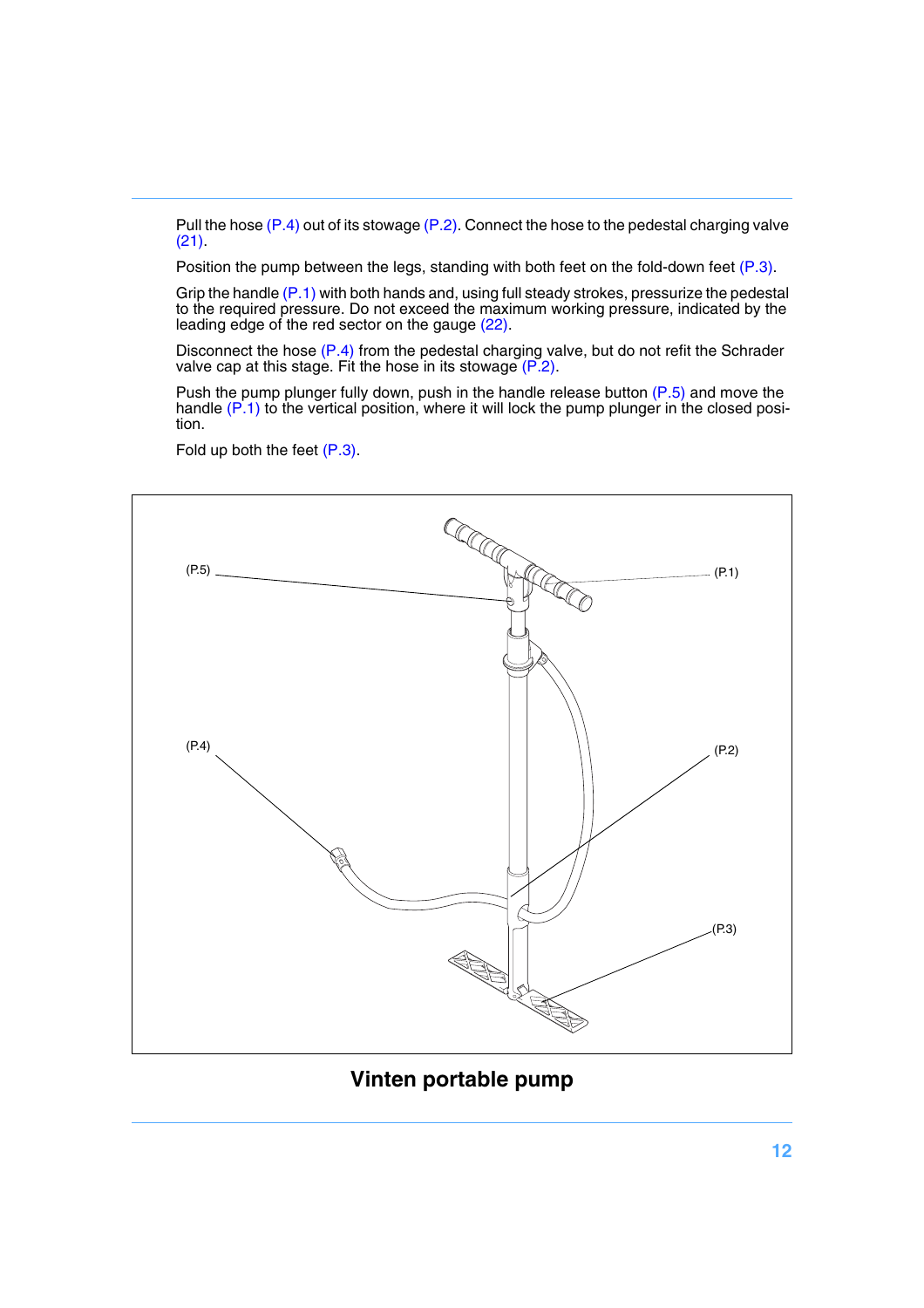Pull the hose (P.4) out of its stowage (P.2). Connect the hose to the pedestal charging valve (21).

Position the pump between the legs, standing with both feet on the fold-down feet (P.3).

Grip the handle (P.1) with both hands and, using full steady strokes, pressurize the pedestal to the required pressure. Do not exceed the maximum working pressure, indicated by the leading edge of the red sector on the gauge (22).

Disconnect the hose (P.4) from the pedestal charging valve, but do not refit the Schrader valve cap at this stage. Fit the hose in its stowage (P.2).

Push the pump plunger fully down, push in the handle release button (P.5) and move the handle (P.1) to the vertical position, where it will lock the pump plunger in the closed position.

Fold up both the feet (P.3).

(P.5) (P.1) (P.4) (P.2) (P.3)

**Vinten portable pump**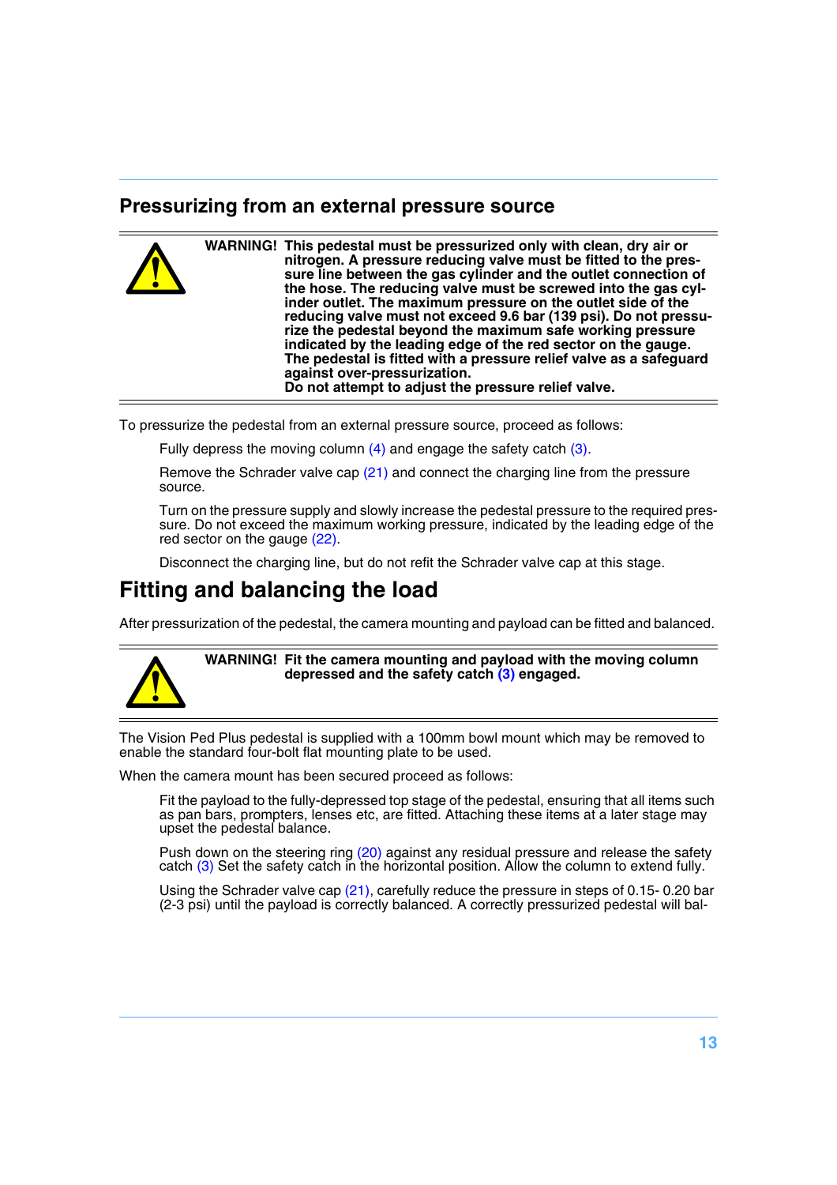## Pressurizing from an external pressure source

**WARNING! This pedestal must be pressurized only with clean, dry air or nitrogen. A pressure reducing valve must be fitted to the pressure line between the gas cylinder and the outlet connection of the hose. The reducing valve must be screwed into the gas cylinder outlet. The maximum pressure on the outlet side of the reducing valve must not exceed 9.6 bar (139 psi). Do not pressurize the pedestal beyond the maximum safe working pressure indicated by the leading edge of the red sector on the gauge. The pedestal is fitted with a pressure relief valve as a safeguard against over-pressurization.**
**Do not attempt to adjust the pressure relief valve.**

To pressurize the pedestal from an external pressure source, proceed as follows:

Fully depress the moving column (4) and engage the safety catch (3).

Remove the Schrader valve cap (21) and connect the charging line from the pressure source.

Turn on the pressure supply and slowly increase the pedestal pressure to the required pressure. Do not exceed the maximum working pressure, indicated by the leading edge of the red sector on the gauge (22).

Disconnect the charging line, but do not refit the Schrader valve cap at this stage.

# Fitting and balancing the load

After pressurization of the pedestal, the camera mounting and payload can be fitted and balanced.

**WARNING! Fit the camera mounting and payload with the moving column depressed and the safety catch (3) engaged.**

The Vision Ped Plus pedestal is supplied with a 100mm bowl mount which may be removed to enable the standard four-bolt flat mounting plate to be used.

When the camera mount has been secured proceed as follows:

Fit the payload to the fully-depressed top stage of the pedestal, ensuring that all items such as pan bars, prompters, lenses etc, are fitted. Attaching these items at a later stage may upset the pedestal balance.

Push down on the steering ring (20) against any residual pressure and release the safety catch (3) Set the safety catch in the horizontal position. Allow the column to extend fully.

Using the Schrader valve cap (21), carefully reduce the pressure in steps of 0.15- 0.20 bar (2-3 psi) until the payload is correctly balanced. A correctly pressurized pedestal will bal-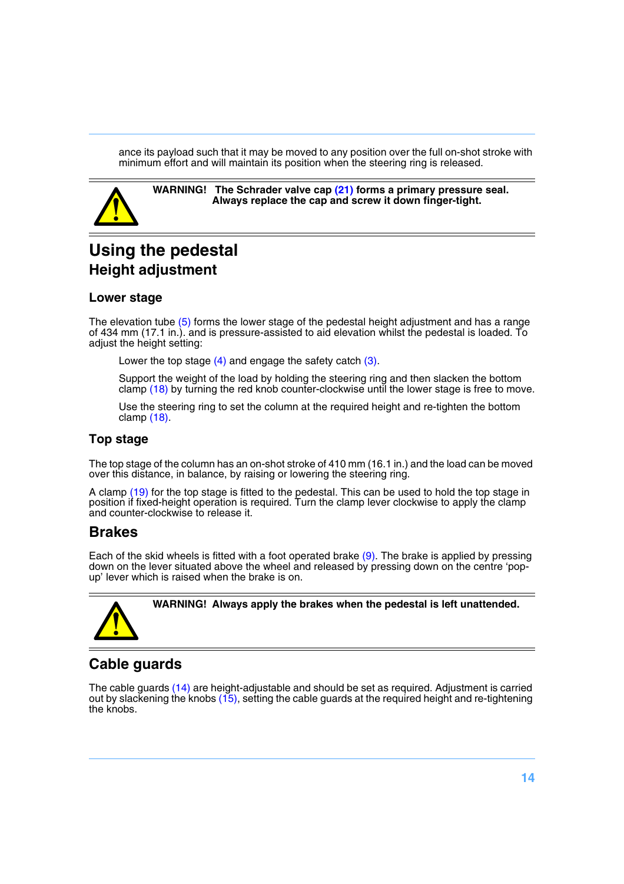ance its payload such that it may be moved to any position over the full on-shot stroke with minimum effort and will maintain its position when the steering ring is released.

**WARNING! The Schrader valve cap (21) forms a primary pressure seal. Always replace the cap and screw it down finger-tight.**

# Using the pedestal

## Height adjustment

### Lower stage

The elevation tube (5) forms the lower stage of the pedestal height adjustment and has a range of 434 mm (17.1 in.). and is pressure-assisted to aid elevation whilst the pedestal is loaded. To adjust the height setting:

Lower the top stage (4) and engage the safety catch (3).

Support the weight of the load by holding the steering ring and then slacken the bottom clamp (18) by turning the red knob counter-clockwise until the lower stage is free to move.

Use the steering ring to set the column at the required height and re-tighten the bottom clamp (18).

### Top stage

The top stage of the column has an on-shot stroke of 410 mm (16.1 in.) and the load can be moved over this distance, in balance, by raising or lowering the steering ring.

A clamp (19) for the top stage is fitted to the pedestal. This can be used to hold the top stage in position if fixed-height operation is required. Turn the clamp lever clockwise to apply the clamp and counter-clockwise to release it.

## Brakes

Each of the skid wheels is fitted with a foot operated brake (9). The brake is applied by pressing down on the lever situated above the wheel and released by pressing down on the centre ‘pop-up’ lever which is raised when the brake is on.

**WARNING! Always apply the brakes when the pedestal is left unattended.**

## Cable guards

The cable guards (14) are height-adjustable and should be set as required. Adjustment is carried out by slackening the knobs (15), setting the cable guards at the required height and re-tightening the knobs.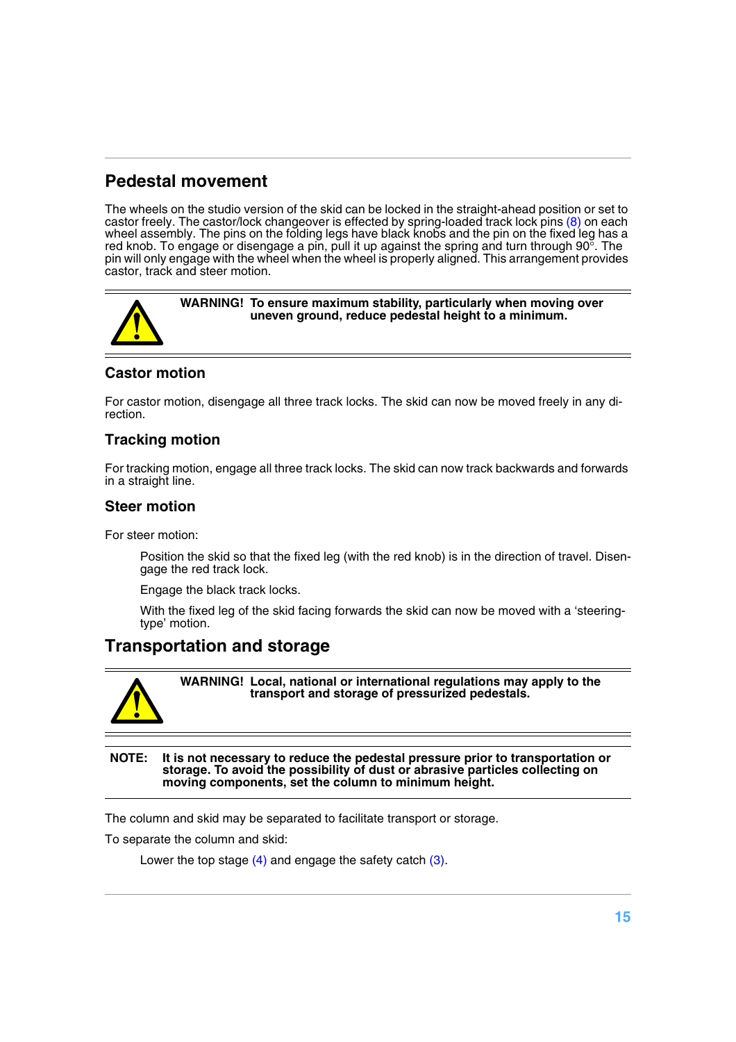## Pedestal movement

The wheels on the studio version of the skid can be locked in the straight-ahead position or set to castor freely. The castor/lock changeover is effected by spring-loaded track lock pins (8) on each wheel assembly. The pins on the folding legs have black knobs and the pin on the fixed leg has a red knob. To engage or disengage a pin, pull it up against the spring and turn through 90°. The pin will only engage with the wheel when the wheel is properly aligned. This arrangement provides castor, track and steer motion.

**WARNING! To ensure maximum stability, particularly when moving over uneven ground, reduce pedestal height to a minimum.**

### Castor motion

For castor motion, disengage all three track locks. The skid can now be moved freely in any direction.

### Tracking motion

For tracking motion, engage all three track locks. The skid can now track backwards and forwards in a straight line.

### Steer motion

For steer motion:

Position the skid so that the fixed leg (with the red knob) is in the direction of travel. Disengage the red track lock.

Engage the black track locks.

With the fixed leg of the skid facing forwards the skid can now be moved with a 'steering-type' motion.

## Transportation and storage

**WARNING! Local, national or international regulations may apply to the transport and storage of pressurized pedestals.**

**NOTE: It is not necessary to reduce the pedestal pressure prior to transportation or storage. To avoid the possibility of dust or abrasive particles collecting on moving components, set the column to minimum height.**

The column and skid may be separated to facilitate transport or storage.

To separate the column and skid:

Lower the top stage (4) and engage the safety catch (3).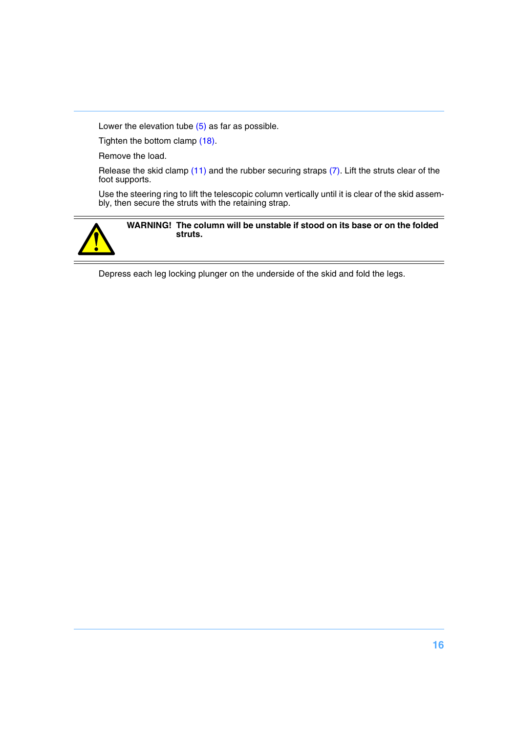Lower the elevation tube (5) as far as possible.

Tighten the bottom clamp (18).

Remove the load.

Release the skid clamp (11) and the rubber securing straps (7). Lift the struts clear of the foot supports.

Use the steering ring to lift the telescopic column vertically until it is clear of the skid assembly, then secure the struts with the retaining strap.

**WARNING! The column will be unstable if stood on its base or on the folded struts.**

Depress each leg locking plunger on the underside of the skid and fold the legs.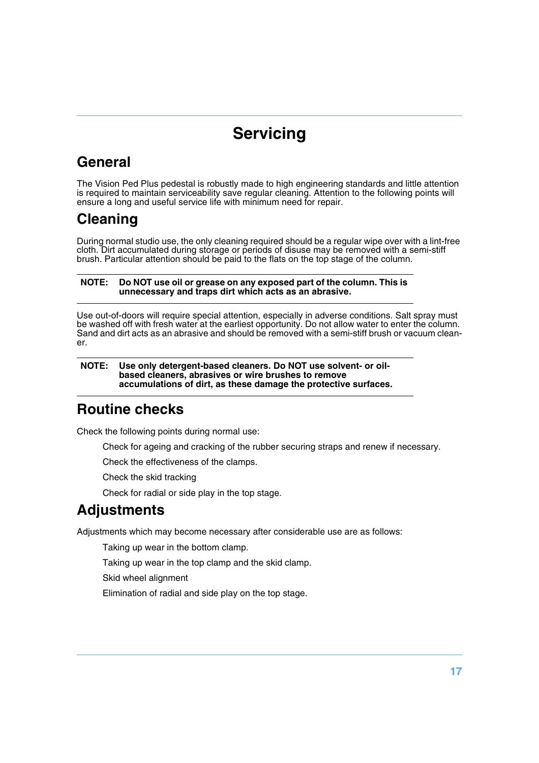# Servicing

## General

The Vision Ped Plus pedestal is robustly made to high engineering standards and little attention is required to maintain serviceability save regular cleaning. Attention to the following points will ensure a long and useful service life with minimum need for repair.

## Cleaning

During normal studio use, the only cleaning required should be a regular wipe over with a lint-free cloth. Dirt accumulated during storage or periods of disuse may be removed with a semi-stiff brush. Particular attention should be paid to the flats on the top stage of the column.

**NOTE: Do NOT use oil or grease on any exposed part of the column. This is unnecessary and traps dirt which acts as an abrasive.**

Use out-of-doors will require special attention, especially in adverse conditions. Salt spray must be washed off with fresh water at the earliest opportunity. Do not allow water to enter the column. Sand and dirt acts as an abrasive and should be removed with a semi-stiff brush or vacuum cleaner.

**NOTE: Use only detergent-based cleaners. Do NOT use solvent- or oil-based cleaners, abrasives or wire brushes to remove accumulations of dirt, as these damage the protective surfaces.**

## Routine checks

Check the following points during normal use:

- Check for ageing and cracking of the rubber securing straps and renew if necessary.
- Check the effectiveness of the clamps.
- Check the skid tracking
- Check for radial or side play in the top stage.

## Adjustments

Adjustments which may become necessary after considerable use are as follows:

- Taking up wear in the bottom clamp.
- Taking up wear in the top clamp and the skid clamp.
- Skid wheel alignment
- Elimination of radial and side play on the top stage.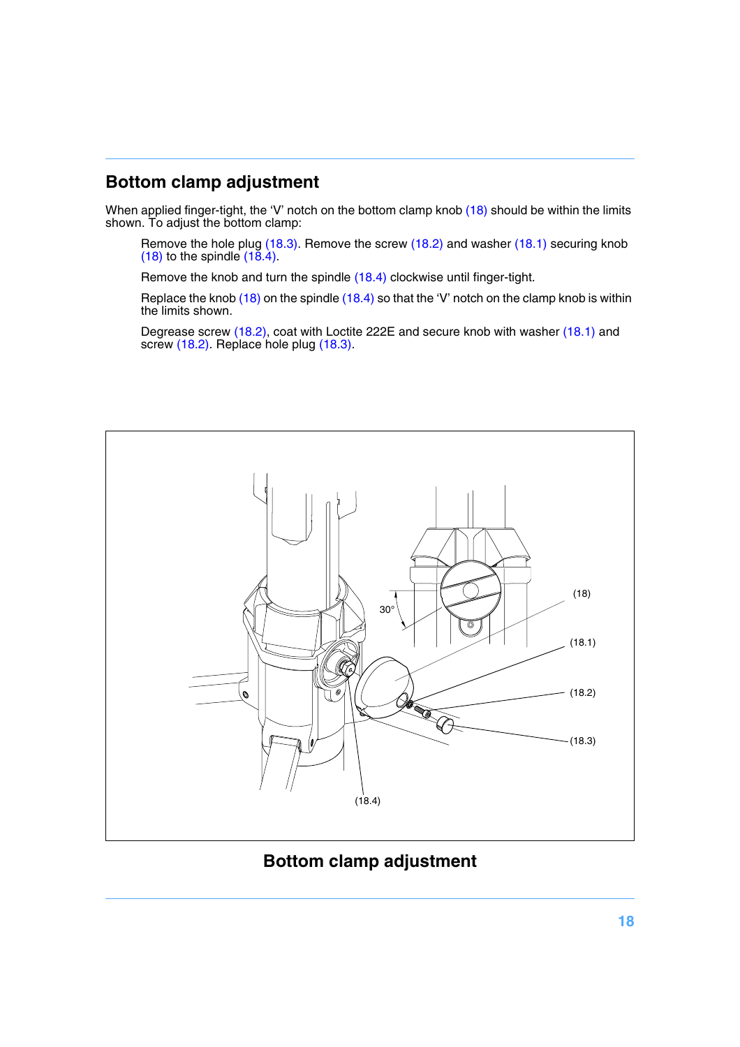## Bottom clamp adjustment

When applied finger-tight, the 'V' notch on the bottom clamp knob (18) should be within the limits shown. To adjust the bottom clamp:

Remove the hole plug (18.3). Remove the screw (18.2) and washer (18.1) securing knob (18) to the spindle (18.4).

Remove the knob and turn the spindle (18.4) clockwise until finger-tight.

Replace the knob (18) on the spindle (18.4) so that the 'V' notch on the clamp knob is within the limits shown.

Degrease screw (18.2), coat with Loctite 222E and secure knob with washer (18.1) and screw (18.2). Replace hole plug (18.3).

**Bottom clamp adjustment**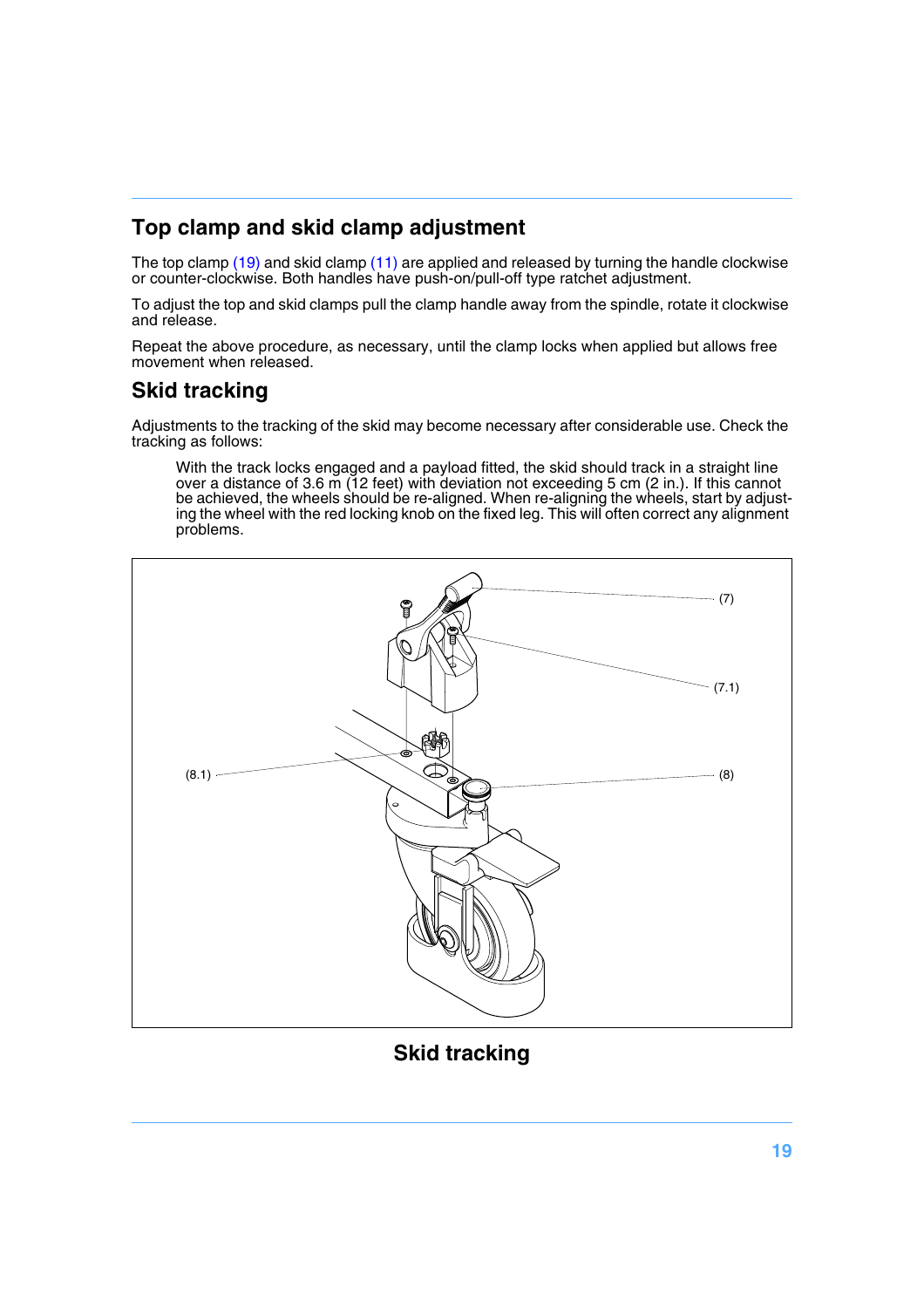## Top clamp and skid clamp adjustment

The top clamp (19) and skid clamp (11) are applied and released by turning the handle clockwise or counter-clockwise. Both handles have push-on/pull-off type ratchet adjustment.

To adjust the top and skid clamps pull the clamp handle away from the spindle, rotate it clockwise and release.

Repeat the above procedure, as necessary, until the clamp locks when applied but allows free movement when released.

## Skid tracking

Adjustments to the tracking of the skid may become necessary after considerable use. Check the tracking as follows:

> With the track locks engaged and a payload fitted, the skid should track in a straight line over a distance of 3.6 m (12 feet) with deviation not exceeding 5 cm (2 in.). If this cannot be achieved, the wheels should be re-aligned. When re-aligning the wheels, start by adjusting the wheel with the red locking knob on the fixed leg. This will often correct any alignment problems.

(7)

(7.1)

(8.1)

(8)

**Skid tracking**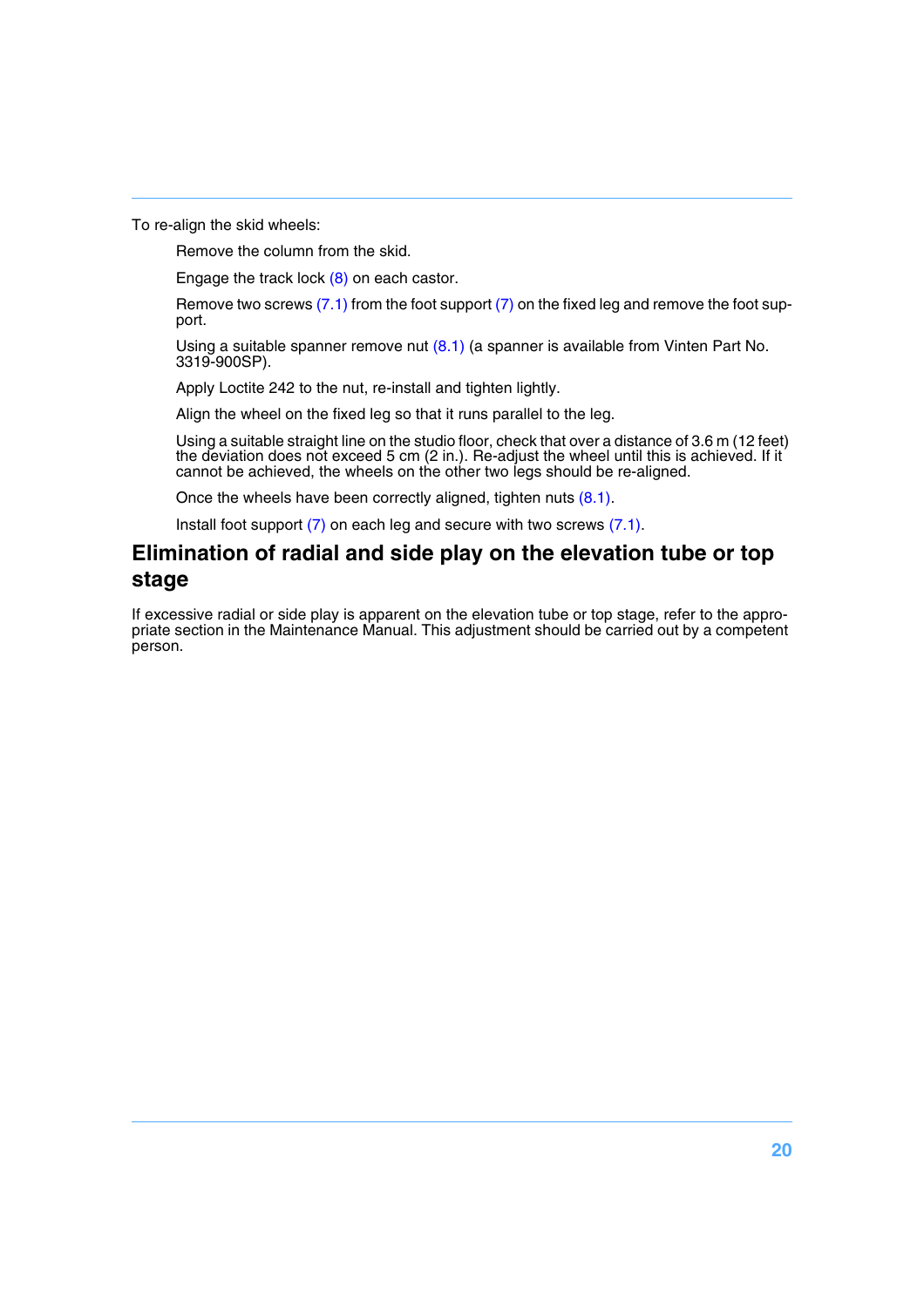To re-align the skid wheels:

Remove the column from the skid.

Engage the track lock (8) on each castor.

Remove two screws (7.1) from the foot support (7) on the fixed leg and remove the foot support.

Using a suitable spanner remove nut (8.1) (a spanner is available from Vinten Part No. 3319-900SP).

Apply Loctite 242 to the nut, re-install and tighten lightly.

Align the wheel on the fixed leg so that it runs parallel to the leg.

Using a suitable straight line on the studio floor, check that over a distance of 3.6 m (12 feet) the deviation does not exceed 5 cm (2 in.). Re-adjust the wheel until this is achieved. If it cannot be achieved, the wheels on the other two legs should be re-aligned.

Once the wheels have been correctly aligned, tighten nuts (8.1).

Install foot support (7) on each leg and secure with two screws (7.1).

## Elimination of radial and side play on the elevation tube or top stage

If excessive radial or side play is apparent on the elevation tube or top stage, refer to the appropriate section in the Maintenance Manual. This adjustment should be carried out by a competent person.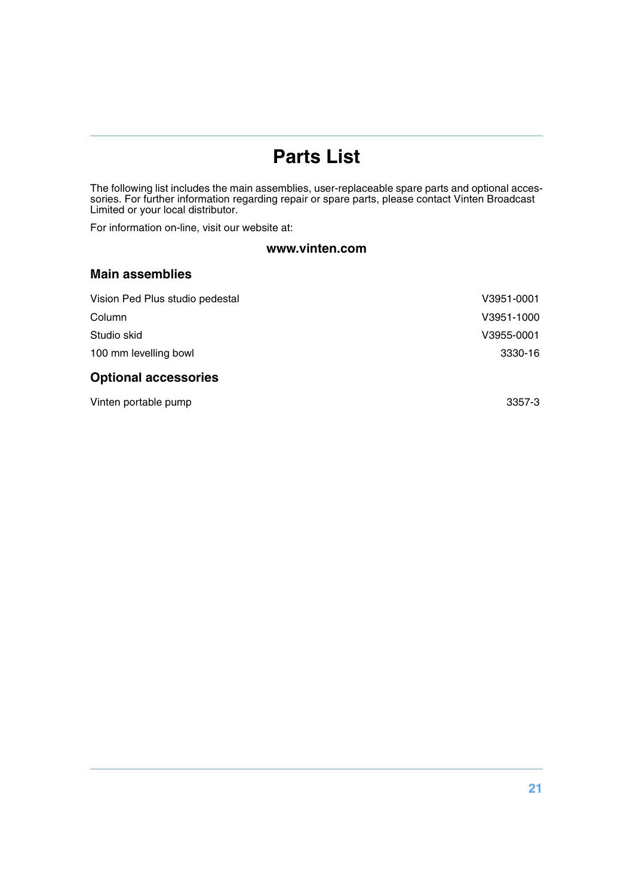# Parts List

The following list includes the main assemblies, user-replaceable spare parts and optional accessories. For further information regarding repair or spare parts, please contact Vinten Broadcast Limited or your local distributor.

For information on-line, visit our website at:

**www.vinten.com**

## Main assemblies

| | |
|---|---|
| Vision Ped Plus studio pedestal | V3951-0001 |
| Column | V3951-1000 |
| Studio skid | V3955-0001 |
| 100 mm levelling bowl | 3330-16 |

## Optional accessories

| | |
|---|---|
| Vinten portable pump | 3357-3 |